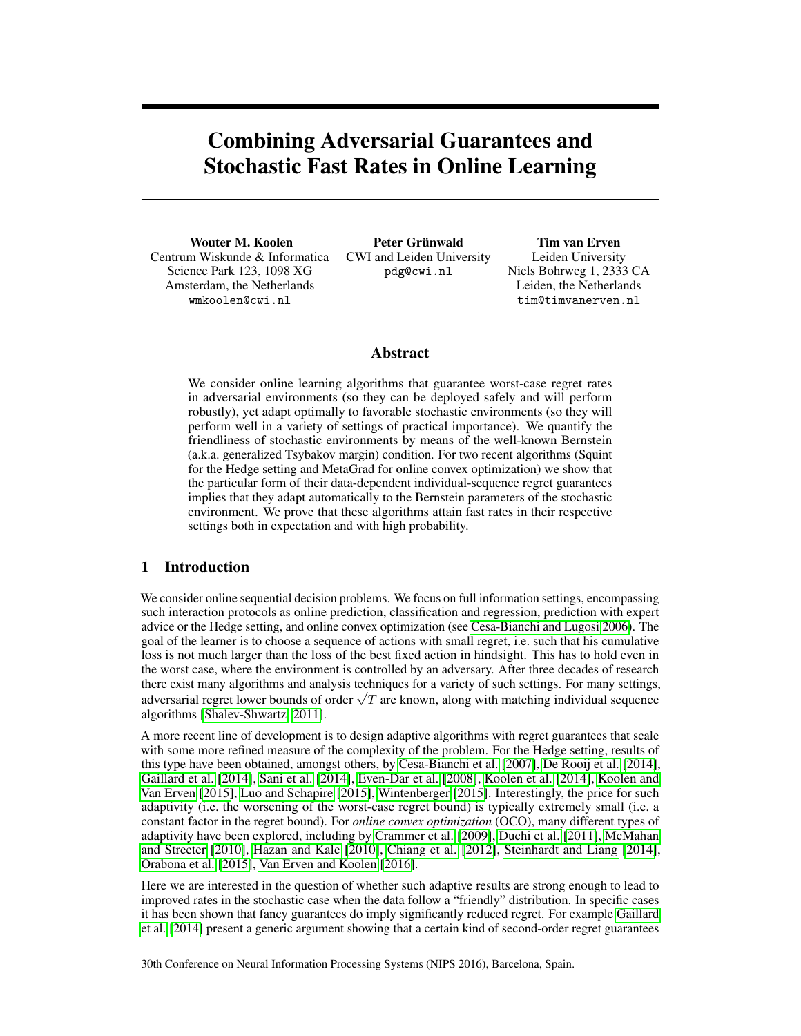# Combining Adversarial Guarantees and Stochastic Fast Rates in Online Learning

**Wouter M. Koolen**
Centrum Wiskunde & Informatica
Science Park 123, 1098 XG
Amsterdam, the Netherlands
wmkoolen@cwi.nl

**Peter Grünwald**
CWI and Leiden University
pdg@cwi.nl

**Tim van Erven**
Leiden University
Niels Bohrweg 1, 2333 CA
Leiden, the Netherlands
tim@timvanerven.nl

## Abstract

We consider online learning algorithms that guarantee worst-case regret rates in adversarial environments (so they can be deployed safely and will perform robustly), yet adapt optimally to favorable stochastic environments (so they will perform well in a variety of settings of practical importance). We quantify the friendliness of stochastic environments by means of the well-known Bernstein (a.k.a. generalized Tsybakov margin) condition. For two recent algorithms (Squint for the Hedge setting and MetaGrad for online convex optimization) we show that the particular form of their data-dependent individual-sequence regret guarantees implies that they adapt automatically to the Bernstein parameters of the stochastic environment. We prove that these algorithms attain fast rates in their respective settings both in expectation and with high probability.

## 1 Introduction

We consider online sequential decision problems. We focus on full information settings, encompassing such interaction protocols as online prediction, classification and regression, prediction with expert advice or the Hedge setting, and online convex optimization (see Cesa-Bianchi and Lugosi 2006). The goal of the learner is to choose a sequence of actions with small regret, i.e. such that his cumulative loss is not much larger than the loss of the best fixed action in hindsight. This has to hold even in the worst case, where the environment is controlled by an adversary. After three decades of research there exist many algorithms and analysis techniques for a variety of such settings. For many settings, adversarial regret lower bounds of order $\sqrt{T}$ are known, along with matching individual sequence algorithms [Shalev-Shwartz, 2011].

A more recent line of development is to design adaptive algorithms with regret guarantees that scale with some more refined measure of the complexity of the problem. For the Hedge setting, results of this type have been obtained, amongst others, by Cesa-Bianchi et al. [2007], De Rooij et al. [2014], Gaillard et al. [2014], Sani et al. [2014], Even-Dar et al. [2008], Koolen et al. [2014], Koolen and Van Erven [2015], Luo and Schapire [2015], Wintenberger [2015]. Interestingly, the price for such adaptivity (i.e. the worsening of the worst-case regret bound) is typically extremely small (i.e. a constant factor in the regret bound). For *online convex optimization* (OCO), many different types of adaptivity have been explored, including by Crammer et al. [2009], Duchi et al. [2011], McMahan and Streeter [2010], Hazan and Kale [2010], Chiang et al. [2012], Steinhardt and Liang [2014], Orabona et al. [2015], Van Erven and Koolen [2016].

Here we are interested in the question of whether such adaptive results are strong enough to lead to improved rates in the stochastic case when the data follow a "friendly" distribution. In specific cases it has been shown that fancy guarantees do imply significantly reduced regret. For example Gaillard et al. [2014] present a generic argument showing that a certain kind of second-order regret guarantees

30th Conference on Neural Information Processing Systems (NIPS 2016), Barcelona, Spain.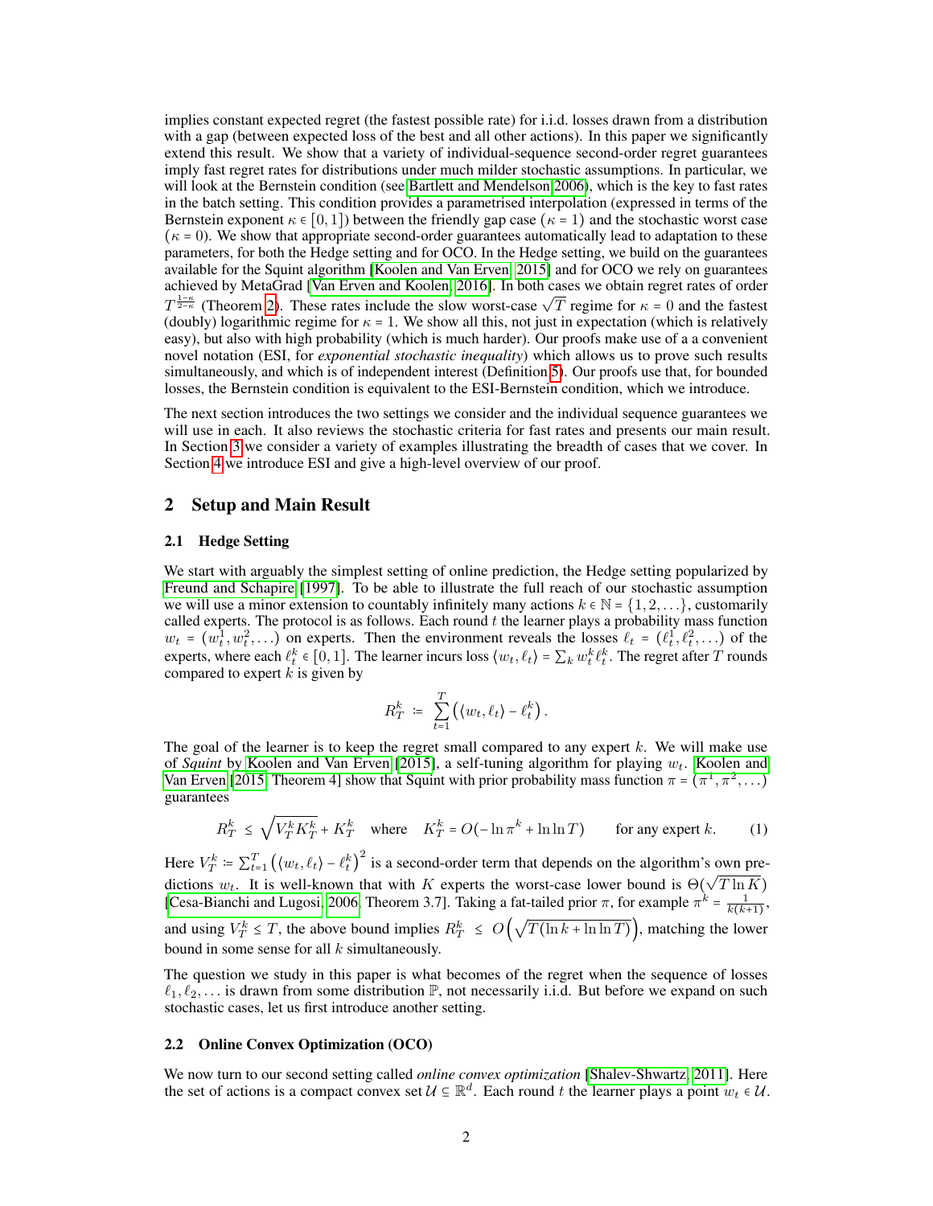implies constant expected regret (the fastest possible rate) for i.i.d. losses drawn from a distribution with a gap (between expected loss of the best and all other actions). In this paper we significantly extend this result. We show that a variety of individual-sequence second-order regret guarantees imply fast regret rates for distributions under much milder stochastic assumptions. In particular, we will look at the Bernstein condition (see Bartlett and Mendelson 2006), which is the key to fast rates in the batch setting. This condition provides a parametrised interpolation (expressed in terms of the Bernstein exponent $\kappa \in [0,1]$) between the friendly gap case ($\kappa = 1$) and the stochastic worst case ($\kappa = 0$). We show that appropriate second-order guarantees automatically lead to adaptation to these parameters, for both the Hedge setting and for OCO. In the Hedge setting, we build on the guarantees available for the Squint algorithm [Koolen and Van Erven, 2015] and for OCO we rely on guarantees achieved by MetaGrad [Van Erven and Koolen, 2016]. In both cases we obtain regret rates of order $T^{\frac{1-\kappa}{2-\kappa}}$ (Theorem 2). These rates include the slow worst-case $\sqrt{T}$ regime for $\kappa = 0$ and the fastest (doubly) logarithmic regime for $\kappa = 1$. We show all this, not just in expectation (which is relatively easy), but also with high probability (which is much harder). Our proofs make use of a a convenient novel notation (ESI, for *exponential stochastic inequality*) which allows us to prove such results simultaneously, and which is of independent interest (Definition 5). Our proofs use that, for bounded losses, the Bernstein condition is equivalent to the ESI-Bernstein condition, which we introduce.

The next section introduces the two settings we consider and the individual sequence guarantees we will use in each. It also reviews the stochastic criteria for fast rates and presents our main result. In Section 3 we consider a variety of examples illustrating the breadth of cases that we cover. In Section 4 we introduce ESI and give a high-level overview of our proof.

## 2 Setup and Main Result

### 2.1 Hedge Setting

We start with arguably the simplest setting of online prediction, the Hedge setting popularized by Freund and Schapire [1997]. To be able to illustrate the full reach of our stochastic assumption we will use a minor extension to countably infinitely many actions $k \in \mathbb{N} = \{1,2,\ldots\}$, customarily called experts. The protocol is as follows. Each round $t$ the learner plays a probability mass function $w_t = (w_t^1, w_t^2, \ldots)$ on experts. Then the environment reveals the losses $\ell_t = (\ell_t^1, \ell_t^2, \ldots)$ of the experts, where each $\ell_t^k \in [0,1]$. The learner incurs loss $\langle w_t, \ell_t \rangle = \sum_k w_t^k \ell_t^k$. The regret after $T$ rounds compared to expert $k$ is given by

$$R_T^k \; \coloneqq \; \sum_{t=1}^{T} \left( \langle w_t, \ell_t \rangle - \ell_t^k \right).$$

The goal of the learner is to keep the regret small compared to any expert $k$. We will make use of *Squint* by Koolen and Van Erven [2015], a self-tuning algorithm for playing $w_t$. Koolen and Van Erven [2015, Theorem 4] show that Squint with prior probability mass function $\pi = (\pi^1, \pi^2, \ldots)$ guarantees

$$R_T^k \;\le\; \sqrt{V_T^k K_T^k} + K_T^k \quad \text{where} \quad K_T^k = O(-\ln \pi^k + \ln \ln T) \qquad \text{for any expert } k. \tag{1}$$

Here $V_T^k \coloneqq \sum_{t=1}^T \left( \langle w_t, \ell_t \rangle - \ell_t^k \right)^2$ is a second-order term that depends on the algorithm's own predictions $w_t$. It is well-known that with $K$ experts the worst-case lower bound is $\Theta(\sqrt{T \ln K})$ [Cesa-Bianchi and Lugosi, 2006, Theorem 3.7]. Taking a fat-tailed prior $\pi$, for example $\pi^k = \frac{1}{k(k+1)}$, and using $V_T^k \le T$, the above bound implies $R_T^k \;\le\; O\left(\sqrt{T(\ln k + \ln \ln T)}\right)$, matching the lower bound in some sense for all $k$ simultaneously.

The question we study in this paper is what becomes of the regret when the sequence of losses $\ell_1, \ell_2, \ldots$ is drawn from some distribution $\mathbb{P}$, not necessarily i.i.d. But before we expand on such stochastic cases, let us first introduce another setting.

### 2.2 Online Convex Optimization (OCO)

We now turn to our second setting called *online convex optimization* [Shalev-Shwartz, 2011]. Here the set of actions is a compact convex set $\mathcal{U} \subseteq \mathbb{R}^d$. Each round $t$ the learner plays a point $w_t \in \mathcal{U}$.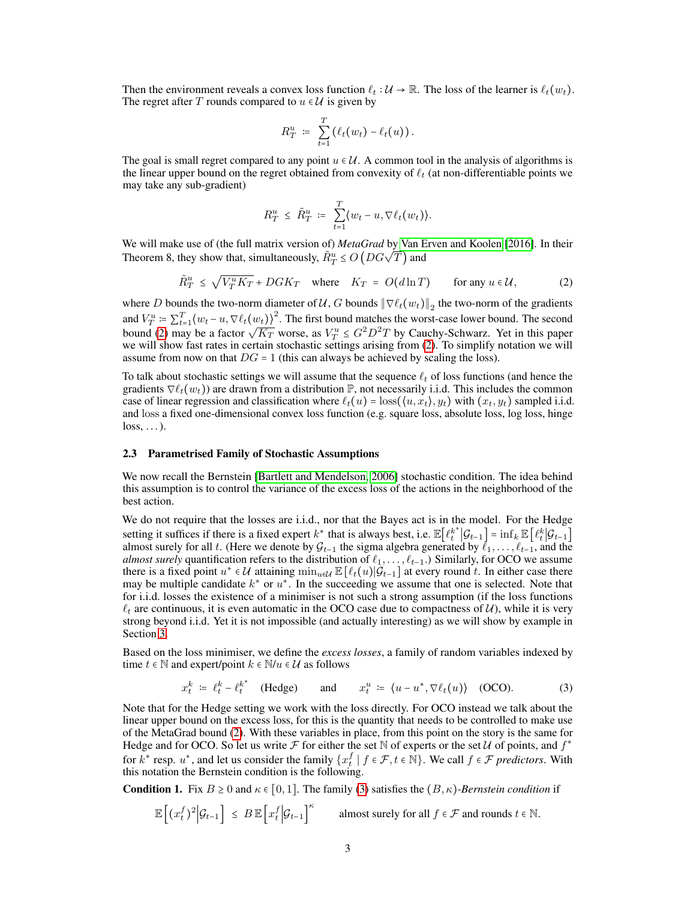Then the environment reveals a convex loss function $\ell_t : \mathcal{U} \to \mathbb{R}$. The loss of the learner is $\ell_t(w_t)$. The regret after $T$ rounds compared to $u \in \mathcal{U}$ is given by

$$R_T^u \;\coloneqq\; \sum_{t=1}^T \left(\ell_t(w_t) - \ell_t(u)\right).$$

The goal is small regret compared to any point $u \in \mathcal{U}$. A common tool in the analysis of algorithms is the linear upper bound on the regret obtained from convexity of $\ell_t$ (at non-differentiable points we may take any sub-gradient)

$$R_T^u \;\le\; \tilde{R}_T^u \;\coloneqq\; \sum_{t=1}^T \langle w_t - u, \nabla \ell_t(w_t)\rangle.$$

We will make use of (the full matrix version of) *MetaGrad* by Van Erven and Koolen [2016]. In their Theorem 8, they show that, simultaneously, $\tilde{R}_T^u \le O\left(DG\sqrt{T}\right)$ and

$$\tilde{R}_T^u \;\le\; \sqrt{V_T^u K_T} + DGK_T \quad \text{where} \quad K_T \;=\; O(d \ln T) \qquad \text{for any } u \in \mathcal{U}, \tag{2}$$

where $D$ bounds the two-norm diameter of $\mathcal{U}$, $G$ bounds $\|\nabla \ell_t(w_t)\|_2$ the two-norm of the gradients and $V_T^u \coloneqq \sum_{t=1}^T \langle w_t - u, \nabla \ell_t(w_t)\rangle^2$. The first bound matches the worst-case lower bound. The second bound (2) may be a factor $\sqrt{K_T}$ worse, as $V_T^u \le G^2 D^2 T$ by Cauchy-Schwarz. Yet in this paper we will show fast rates in certain stochastic settings arising from (2). To simplify notation we will assume from now on that $DG = 1$ (this can always be achieved by scaling the loss).

To talk about stochastic settings we will assume that the sequence $\ell_t$ of loss functions (and hence the gradients $\nabla \ell_t(w_t)$) are drawn from a distribution $\mathbb{P}$, not necessarily i.i.d. This includes the common case of linear regression and classification where $\ell_t(u) = \text{loss}(\langle u, x_t\rangle, y_t)$ with $(x_t, y_t)$ sampled i.i.d. and loss a fixed one-dimensional convex loss function (e.g. square loss, absolute loss, log loss, hinge loss, ...).

### 2.3 Parametrised Family of Stochastic Assumptions

We now recall the Bernstein [Bartlett and Mendelson, 2006] stochastic condition. The idea behind this assumption is to control the variance of the excess loss of the actions in the neighborhood of the best action.

We do not require that the losses are i.i.d., nor that the Bayes act is in the model. For the Hedge setting it suffices if there is a fixed expert $k^*$ that is always best, i.e. $\mathbb{E}\left[\ell_t^{k^*} \middle| \mathcal{G}_{t-1}\right] = \inf_k \mathbb{E}\left[\ell_t^k \middle| \mathcal{G}_{t-1}\right]$ almost surely for all $t$. (Here we denote by $\mathcal{G}_{t-1}$ the sigma algebra generated by $\ell_1, \ldots, \ell_{t-1}$, and the *almost surely* quantification refers to the distribution of $\ell_1, \ldots, \ell_{t-1}$.) Similarly, for OCO we assume there is a fixed point $u^* \in \mathcal{U}$ attaining $\min_{u \in \mathcal{U}} \mathbb{E}\left[\ell_t(u) | \mathcal{G}_{t-1}\right]$ at every round $t$. In either case there may be multiple candidate $k^*$ or $u^*$. In the succeeding we assume that one is selected. Note that for i.i.d. losses the existence of a minimiser is not such a strong assumption (if the loss functions $\ell_t$ are continuous, it is even automatic in the OCO case due to compactness of $\mathcal{U}$), while it is very strong beyond i.i.d. Yet it is not impossible (and actually interesting) as we will show by example in Section 3.

Based on the loss minimiser, we define the *excess losses*, a family of random variables indexed by time $t \in \mathbb{N}$ and expert/point $k \in \mathbb{N}/u \in \mathcal{U}$ as follows

$$x_t^k \;\coloneqq\; \ell_t^k - \ell_t^{k^*} \quad \text{(Hedge)} \qquad \text{and} \qquad x_t^u \;\coloneqq\; \langle u - u^*, \nabla \ell_t(u)\rangle \quad \text{(OCO)}. \tag{3}$$

Note that for the Hedge setting we work with the loss directly. For OCO instead we talk about the linear upper bound on the excess loss, for this is the quantity that needs to be controlled to make use of the MetaGrad bound (2). With these variables in place, from this point on the story is the same for Hedge and for OCO. So let us write $\mathcal{F}$ for either the set $\mathbb{N}$ of experts or the set $\mathcal{U}$ of points, and $f^*$ for $k^*$ resp. $u^*$, and let us consider the family $\{x_t^f \mid f \in \mathcal{F}, t \in \mathbb{N}\}$. We call $f \in \mathcal{F}$ *predictors*. With this notation the Bernstein condition is the following.

**Condition 1.** Fix $B \ge 0$ and $\kappa \in [0,1]$. The family (3) satisfies the $(B,\kappa)$-*Bernstein condition* if

$$\mathbb{E}\left[(x_t^f)^2 \middle| \mathcal{G}_{t-1}\right] \;\le\; B\,\mathbb{E}\left[x_t^f \middle| \mathcal{G}_{t-1}\right]^\kappa \qquad \text{almost surely for all } f \in \mathcal{F} \text{ and rounds } t \in \mathbb{N}.$$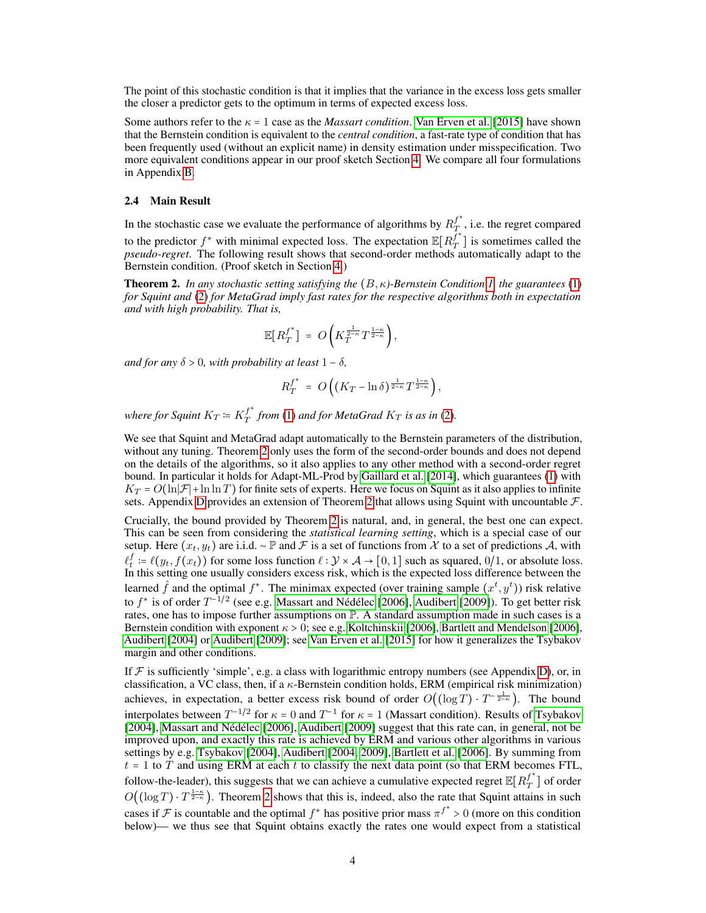The point of this stochastic condition is that it implies that the variance in the excess loss gets smaller the closer a predictor gets to the optimum in terms of expected excess loss.

Some authors refer to the $\kappa = 1$ case as the *Massart condition*. Van Erven et al. [2015] have shown that the Bernstein condition is equivalent to the *central condition*, a fast-rate type of condition that has been frequently used (without an explicit name) in density estimation under misspecification. Two more equivalent conditions appear in our proof sketch Section 4. We compare all four formulations in Appendix B.

### 2.4 Main Result

In the stochastic case we evaluate the performance of algorithms by $R_T^{f^*}$, i.e. the regret compared to the predictor $f^*$ with minimal expected loss. The expectation $\mathbb{E}[R_T^{f^*}]$ is sometimes called the *pseudo-regret*. The following result shows that second-order methods automatically adapt to the Bernstein condition. (Proof sketch in Section 4.)

**Theorem 2.** *In any stochastic setting satisfying the $(B, \kappa)$-Bernstein Condition 1, the guarantees (1) for Squint and (2) for MetaGrad imply fast rates for the respective algorithms both in expectation and with high probability. That is,*

$$\mathbb{E}[R_T^{f^*}] = O\left(K_T^{\frac{1}{2-\kappa}} T^{\frac{1-\kappa}{2-\kappa}}\right),$$

*and for any $\delta > 0$, with probability at least $1 - \delta$,*

$$R_T^{f^*} = O\left((K_T - \ln \delta)^{\frac{1}{2-\kappa}} T^{\frac{1-\kappa}{2-\kappa}}\right),$$

*where for Squint $K_T \coloneqq K_T^{f^*}$ from (1) and for MetaGrad $K_T$ is as in (2).*

We see that Squint and MetaGrad adapt automatically to the Bernstein parameters of the distribution, without any tuning. Theorem 2 only uses the form of the second-order bounds and does not depend on the details of the algorithms, so it also applies to any other method with a second-order regret bound. In particular it holds for Adapt-ML-Prod by Gaillard et al. [2014], which guarantees (1) with $K_T = O(\ln|\mathcal{F}| + \ln \ln T)$ for finite sets of experts. Here we focus on Squint as it also applies to infinite sets. Appendix D provides an extension of Theorem 2 that allows using Squint with uncountable $\mathcal{F}$.

Crucially, the bound provided by Theorem 2 is natural, and, in general, the best one can expect. This can be seen from considering the *statistical learning setting*, which is a special case of our setup. Here $(x_t, y_t)$ are i.i.d. $\sim \mathbb{P}$ and $\mathcal{F}$ is a set of functions from $\mathcal{X}$ to a set of predictions $\mathcal{A}$, with $\ell_t^f \coloneqq \ell(y_t, f(x_t))$ for some loss function $\ell : \mathcal{Y} \times \mathcal{A} \to [0, 1]$ such as squared, 0/1, or absolute loss. In this setting one usually considers excess risk, which is the expected loss difference between the learned $\hat{f}$ and the optimal $f^*$. The minimax expected (over training sample $(x^t, y^t)$) risk relative to $f^*$ is of order $T^{-1/2}$ (see e.g. Massart and Nédélec [2006], Audibert [2009]). To get better risk rates, one has to impose further assumptions on $\mathbb{P}$. A standard assumption made in such cases is a Bernstein condition with exponent $\kappa > 0$; see e.g. Koltchinskii [2006], Bartlett and Mendelson [2006], Audibert [2004] or Audibert [2009]; see Van Erven et al. [2015] for how it generalizes the Tsybakov margin and other conditions.

If $\mathcal{F}$ is sufficiently 'simple', e.g. a class with logarithmic entropy numbers (see Appendix D), or, in classification, a VC class, then, if a $\kappa$-Bernstein condition holds, ERM (empirical risk minimization) achieves, in expectation, a better excess risk bound of order $O\big((\log T) \cdot T^{-\frac{1}{2-\kappa}}\big)$. The bound interpolates between $T^{-1/2}$ for $\kappa = 0$ and $T^{-1}$ for $\kappa = 1$ (Massart condition). Results of Tsybakov [2004], Massart and Nédélec [2006], Audibert [2009] suggest that this rate can, in general, not be improved upon, and exactly this rate is achieved by ERM and various other algorithms in various settings by e.g. Tsybakov [2004], Audibert [2004, 2009], Bartlett et al. [2006]. By summing from $t = 1$ to $T$ and using ERM at each $t$ to classify the next data point (so that ERM becomes FTL, follow-the-leader), this suggests that we can achieve a cumulative expected regret $\mathbb{E}[R_T^{f^*}]$ of order $O\big((\log T) \cdot T^{\frac{1-\kappa}{2-\kappa}}\big)$. Theorem 2 shows that this is, indeed, also the rate that Squint attains in such cases if $\mathcal{F}$ is countable and the optimal $f^*$ has positive prior mass $\pi^{f^*} > 0$ (more on this condition below)— we thus see that Squint obtains exactly the rates one would expect from a statistical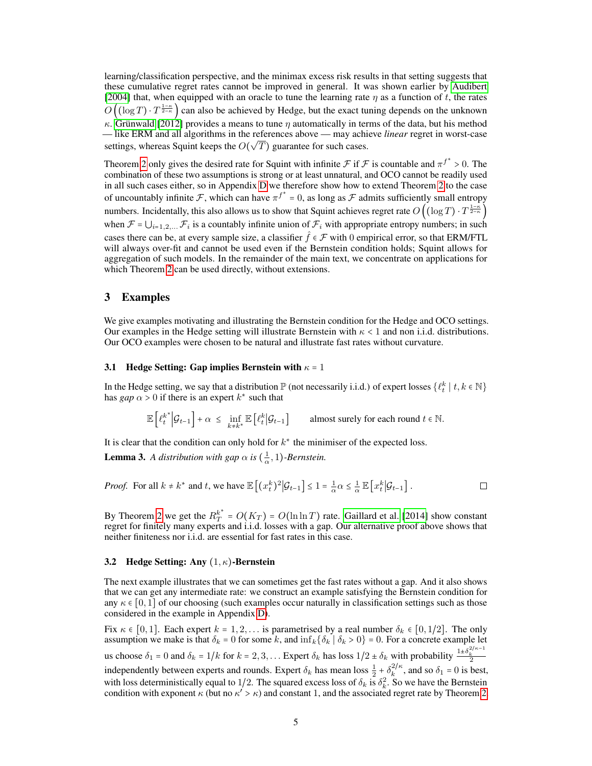learning/classification perspective, and the minimax excess risk results in that setting suggests that these cumulative regret rates cannot be improved in general. It was shown earlier by Audibert [2004] that, when equipped with an oracle to tune the learning rate $\eta$ as a function of $t$, the rates $O\left((\log T)\cdot T^{\frac{1-\kappa}{2-\kappa}}\right)$ can also be achieved by Hedge, but the exact tuning depends on the unknown $\kappa$. Grünwald [2012] provides a means to tune $\eta$ automatically in terms of the data, but his method — like ERM and all algorithms in the references above — may achieve *linear* regret in worst-case settings, whereas Squint keeps the $O(\sqrt{T})$ guarantee for such cases.

Theorem 2 only gives the desired rate for Squint with infinite $\mathcal{F}$ if $\mathcal{F}$ is countable and $\pi^{f^*} > 0$. The combination of these two assumptions is strong or at least unnatural, and OCO cannot be readily used in all such cases either, so in Appendix D we therefore show how to extend Theorem 2 to the case of uncountably infinite $\mathcal{F}$, which can have $\pi^{f^*} = 0$, as long as $\mathcal{F}$ admits sufficiently small entropy numbers. Incidentally, this also allows us to show that Squint achieves regret rate $O\left((\log T)\cdot T^{\frac{1-\kappa}{2-\kappa}}\right)$ when $\mathcal{F} = \bigcup_{i=1,2,\ldots}\mathcal{F}_i$ is a countably infinite union of $\mathcal{F}_i$ with appropriate entropy numbers; in such cases there can be, at every sample size, a classifier $\hat{f}\in\mathcal{F}$ with 0 empirical error, so that ERM/FTL will always over-fit and cannot be used even if the Bernstein condition holds; Squint allows for aggregation of such models. In the remainder of the main text, we concentrate on applications for which Theorem 2 can be used directly, without extensions.

## 3 Examples

We give examples motivating and illustrating the Bernstein condition for the Hedge and OCO settings. Our examples in the Hedge setting will illustrate Bernstein with $\kappa < 1$ and non i.i.d. distributions. Our OCO examples were chosen to be natural and illustrate fast rates without curvature.

### 3.1 Hedge Setting: Gap implies Bernstein with $\kappa = 1$

In the Hedge setting, we say that a distribution $\mathbb{P}$ (not necessarily i.i.d.) of expert losses $\{\ell_t^k \mid t,k\in\mathbb{N}\}$ has *gap* $\alpha > 0$ if there is an expert $k^*$ such that

$$\mathbb{E}\left[\ell_t^{k^*}\middle|\mathcal{G}_{t-1}\right] + \alpha \;\le\; \inf_{k\neq k^*}\mathbb{E}\left[\ell_t^k\middle|\mathcal{G}_{t-1}\right] \qquad \text{almost surely for each round } t\in\mathbb{N}.$$

It is clear that the condition can only hold for $k^*$ the minimiser of the expected loss.

**Lemma 3.** *A distribution with gap $\alpha$ is $(\frac{1}{\alpha},1)$-Bernstein.*

*Proof.* For all $k\neq k^*$ and $t$, we have $\mathbb{E}\left[(x_t^k)^2\middle|\mathcal{G}_{t-1}\right] \le 1 = \frac{1}{\alpha}\alpha \le \frac{1}{\alpha}\mathbb{E}\left[x_t^k\middle|\mathcal{G}_{t-1}\right]$. □

By Theorem 2 we get the $R_T^{k^*} = O(K_T) = O(\ln\ln T)$ rate. Gaillard et al. [2014] show constant regret for finitely many experts and i.i.d. losses with a gap. Our alternative proof above shows that neither finiteness nor i.i.d. are essential for fast rates in this case.

### 3.2 Hedge Setting: Any $(1,\kappa)$-Bernstein

The next example illustrates that we can sometimes get the fast rates without a gap. And it also shows that we can get any intermediate rate: we construct an example satisfying the Bernstein condition for any $\kappa\in[0,1]$ of our choosing (such examples occur naturally in classification settings such as those considered in the example in Appendix D).

Fix $\kappa\in[0,1]$. Each expert $k = 1,2,\ldots$ is parametrised by a real number $\delta_k\in[0,1/2]$. The only assumption we make is that $\delta_k = 0$ for some $k$, and $\inf_k\{\delta_k \mid \delta_k > 0\} = 0$. For a concrete example let us choose $\delta_1 = 0$ and $\delta_k = 1/k$ for $k = 2,3,\ldots$ Expert $\delta_k$ has loss $1/2\pm\delta_k$ with probability $\frac{1\pm\delta_k^{2/\kappa-1}}{2}$ independently between experts and rounds. Expert $\delta_k$ has mean loss $\frac{1}{2}+\delta_k^{2/\kappa}$, and so $\delta_1 = 0$ is best, with loss deterministically equal to $1/2$. The squared excess loss of $\delta_k$ is $\delta_k^2$. So we have the Bernstein condition with exponent $\kappa$ (but no $\kappa' > \kappa$) and constant 1, and the associated regret rate by Theorem 2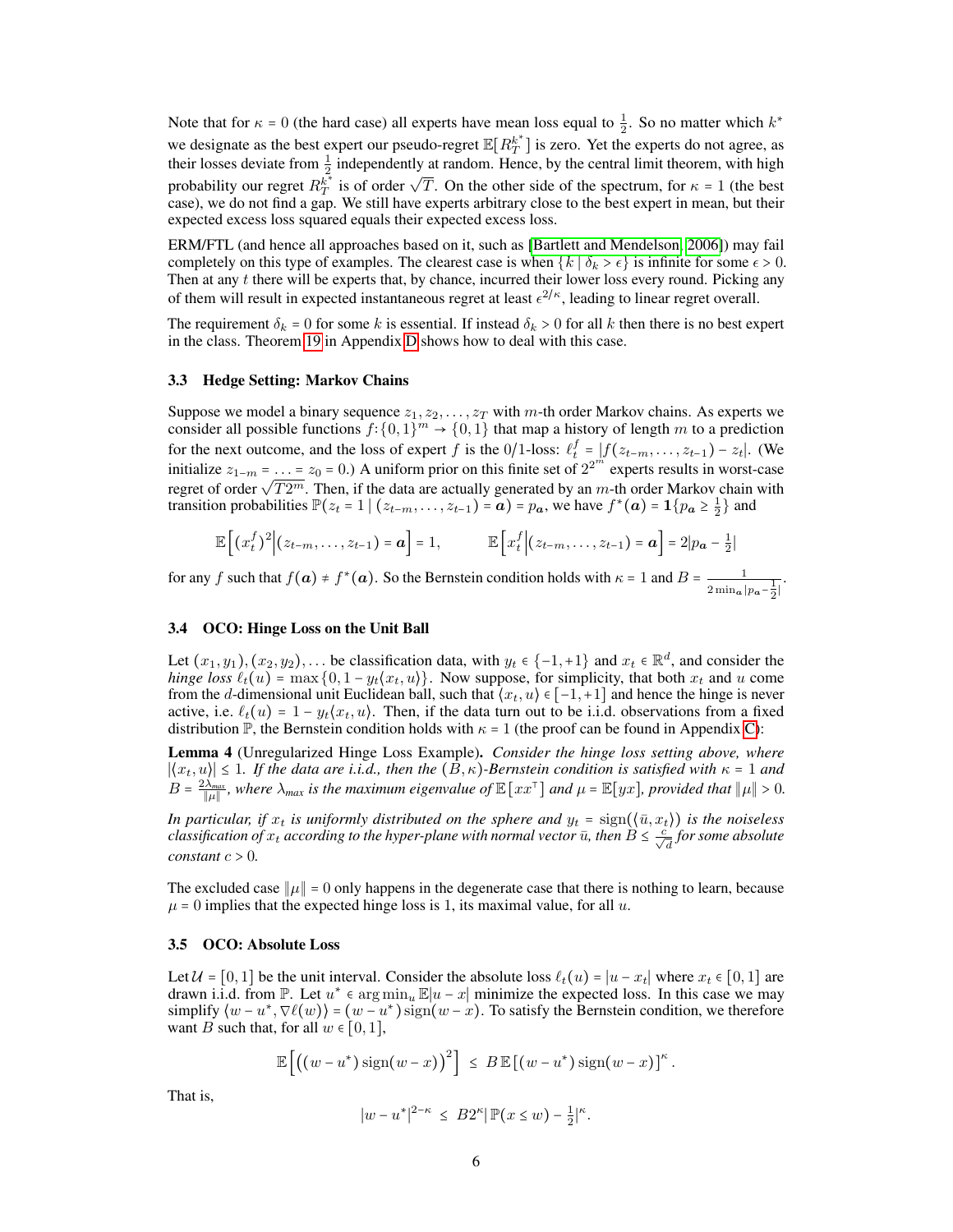Note that for $\kappa = 0$ (the hard case) all experts have mean loss equal to $\frac{1}{2}$. So no matter which $k^*$ we designate as the best expert our pseudo-regret $\mathbb{E}[R_T^{k^*}]$ is zero. Yet the experts do not agree, as their losses deviate from $\frac{1}{2}$ independently at random. Hence, by the central limit theorem, with high probability our regret $R_T^{k^*}$ is of order $\sqrt{T}$. On the other side of the spectrum, for $\kappa = 1$ (the best case), we do not find a gap. We still have experts arbitrary close to the best expert in mean, but their expected excess loss squared equals their expected excess loss.

ERM/FTL (and hence all approaches based on it, such as [Bartlett and Mendelson, 2006]) may fail completely on this type of examples. The clearest case is when $\{k \mid \delta_k > \epsilon\}$ is infinite for some $\epsilon > 0$. Then at any $t$ there will be experts that, by chance, incurred their lower loss every round. Picking any of them will result in expected instantaneous regret at least $\epsilon^{2/\kappa}$, leading to linear regret overall.

The requirement $\delta_k = 0$ for some $k$ is essential. If instead $\delta_k > 0$ for all $k$ then there is no best expert in the class. Theorem 19 in Appendix D shows how to deal with this case.

### 3.3 Hedge Setting: Markov Chains

Suppose we model a binary sequence $z_1, z_2, \dots, z_T$ with $m$-th order Markov chains. As experts we consider all possible functions $f : \{0,1\}^m \to \{0,1\}$ that map a history of length $m$ to a prediction for the next outcome, and the loss of expert $f$ is the 0/1-loss: $\ell_t^f = |f(z_{t-m}, \dots, z_{t-1}) - z_t|$. (We initialize $z_{1-m} = \dots = z_0 = 0$.) A uniform prior on this finite set of $2^{2^m}$ experts results in worst-case regret of order $\sqrt{T 2^m}$. Then, if the data are actually generated by an $m$-th order Markov chain with transition probabilities $\mathbb{P}(z_t = 1 \mid (z_{t-m}, \dots, z_{t-1}) = \boldsymbol{a}) = p_{\boldsymbol{a}}$, we have $f^*(\boldsymbol{a}) = \mathbf{1}\{p_{\boldsymbol{a}} \geq \frac{1}{2}\}$ and

$$\mathbb{E}\left[(x_t^f)^2 \middle| (z_{t-m}, \dots, z_{t-1}) = \boldsymbol{a}\right] = 1, \qquad \mathbb{E}\left[x_t^f \middle| (z_{t-m}, \dots, z_{t-1}) = \boldsymbol{a}\right] = 2|p_{\boldsymbol{a}} - \tfrac{1}{2}|$$

for any $f$ such that $f(\boldsymbol{a}) \neq f^*(\boldsymbol{a})$. So the Bernstein condition holds with $\kappa = 1$ and $B = \frac{1}{2 \min_{\boldsymbol{a}} |p_{\boldsymbol{a}} - \frac{1}{2}|}$.

### 3.4 OCO: Hinge Loss on the Unit Ball

Let $(x_1, y_1), (x_2, y_2), \dots$ be classification data, with $y_t \in \{-1, +1\}$ and $x_t \in \mathbb{R}^d$, and consider the *hinge loss* $\ell_t(u) = \max\{0, 1 - y_t\langle x_t, u\rangle\}$. Now suppose, for simplicity, that both $x_t$ and $u$ come from the $d$-dimensional unit Euclidean ball, such that $\langle x_t, u\rangle \in [-1, +1]$ and hence the hinge is never active, i.e. $\ell_t(u) = 1 - y_t\langle x_t, u\rangle$. Then, if the data turn out to be i.i.d. observations from a fixed distribution $\mathbb{P}$, the Bernstein condition holds with $\kappa = 1$ (the proof can be found in Appendix C):

**Lemma 4** (Unregularized Hinge Loss Example)**.** *Consider the hinge loss setting above, where $|\langle x_t, u\rangle| \leq 1$. If the data are i.i.d., then the $(B, \kappa)$-Bernstein condition is satisfied with $\kappa = 1$ and $B = \frac{2\lambda_{max}}{\|\mu\|}$, where $\lambda_{max}$ is the maximum eigenvalue of $\mathbb{E}[xx^\top]$ and $\mu = \mathbb{E}[yx]$, provided that $\|\mu\| > 0$.*

*In particular, if $x_t$ is uniformly distributed on the sphere and $y_t = \operatorname{sign}(\langle \bar{u}, x_t\rangle)$ is the noiseless classification of $x_t$ according to the hyper-plane with normal vector $\bar{u}$, then $B \leq \frac{c}{\sqrt{d}}$ for some absolute constant $c > 0$.*

The excluded case $\|\mu\| = 0$ only happens in the degenerate case that there is nothing to learn, because $\mu = 0$ implies that the expected hinge loss is 1, its maximal value, for all $u$.

### 3.5 OCO: Absolute Loss

Let $\mathcal{U} = [0, 1]$ be the unit interval. Consider the absolute loss $\ell_t(u) = |u - x_t|$ where $x_t \in [0, 1]$ are drawn i.i.d. from $\mathbb{P}$. Let $u^* \in \arg\min_u \mathbb{E}|u - x|$ minimize the expected loss. In this case we may simplify $\langle w - u^*, \nabla\ell(w)\rangle = (w - u^*)\operatorname{sign}(w - x)$. To satisfy the Bernstein condition, we therefore want $B$ such that, for all $w \in [0, 1]$,

$$\mathbb{E}\left[\left((w - u^*)\operatorname{sign}(w - x)\right)^2\right] \;\leq\; B\,\mathbb{E}\left[(w - u^*)\operatorname{sign}(w - x)\right]^\kappa.$$

That is,

$$|w - u^*|^{2-\kappa} \;\leq\; B 2^\kappa |\mathbb{P}(x \leq w) - \tfrac{1}{2}|^\kappa.$$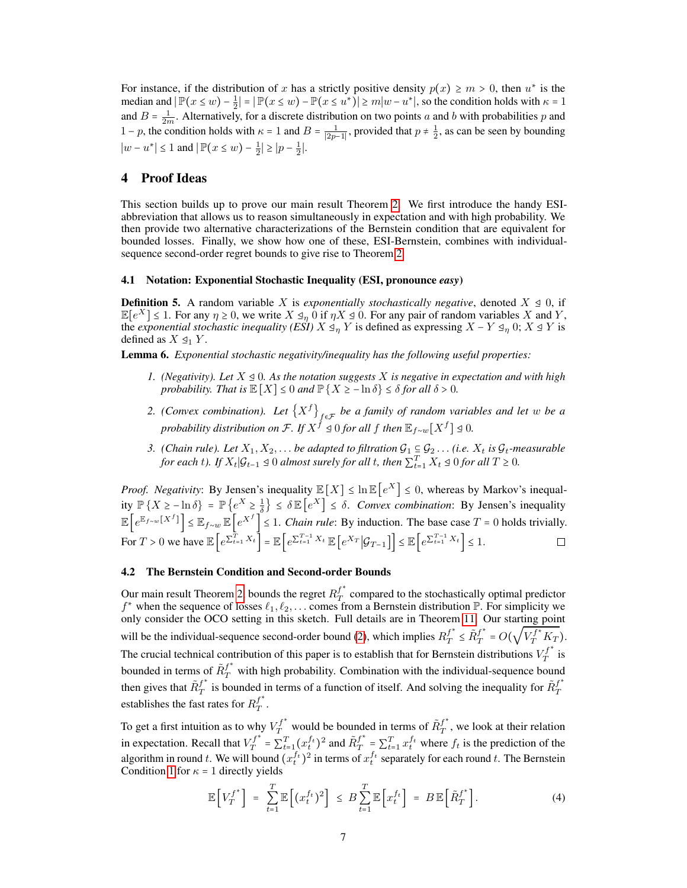For instance, if the distribution of $x$ has a strictly positive density $p(x) \geq m > 0$, then $u^*$ is the median and $|\mathbb{P}(x \leq w) - \frac{1}{2}| = |\mathbb{P}(x \leq w) - \mathbb{P}(x \leq u^*)| \geq m|w - u^*|$, so the condition holds with $\kappa = 1$ and $B = \frac{1}{2m}$. Alternatively, for a discrete distribution on two points $a$ and $b$ with probabilities $p$ and $1-p$, the condition holds with $\kappa = 1$ and $B = \frac{1}{|2p-1|}$, provided that $p \neq \frac{1}{2}$, as can be seen by bounding $|w - u^*| \leq 1$ and $|\mathbb{P}(x \leq w) - \frac{1}{2}| \geq |p - \frac{1}{2}|$.

## 4 Proof Ideas

This section builds up to prove our main result Theorem 2. We first introduce the handy ESI-abbreviation that allows us to reason simultaneously in expectation and with high probability. We then provide two alternative characterizations of the Bernstein condition that are equivalent for bounded losses. Finally, we show how one of these, ESI-Bernstein, combines with individual-sequence second-order regret bounds to give rise to Theorem 2.

### 4.1 Notation: Exponential Stochastic Inequality (ESI, pronounce *easy*)

**Definition 5.** A random variable $X$ is *exponentially stochastically negative*, denoted $X \trianglelefteq 0$, if $\mathbb{E}[e^X] \leq 1$. For any $\eta \geq 0$, we write $X \trianglelefteq_\eta 0$ if $\eta X \trianglelefteq 0$. For any pair of random variables $X$ and $Y$, the *exponential stochastic inequality (ESI)* $X \trianglelefteq_\eta Y$ is defined as expressing $X - Y \trianglelefteq_\eta 0$; $X \trianglelefteq Y$ is defined as $X \trianglelefteq_1 Y$.

**Lemma 6.** *Exponential stochastic negativity/inequality has the following useful properties:*

1. *(Negativity). Let $X \trianglelefteq 0$. As the notation suggests $X$ is negative in expectation and with high probability. That is $\mathbb{E}[X] \leq 0$ and $\mathbb{P}\{X \geq -\ln \delta\} \leq \delta$ for all $\delta > 0$.*
2. *(Convex combination). Let $\{X^f\}_{f \in \mathcal{F}}$ be a family of random variables and let $w$ be a probability distribution on $\mathcal{F}$. If $X^f \trianglelefteq 0$ for all $f$ then $\mathbb{E}_{f \sim w}[X^f] \trianglelefteq 0$.*
3. *(Chain rule). Let $X_1, X_2, \ldots$ be adapted to filtration $\mathcal{G}_1 \subseteq \mathcal{G}_2 \ldots$ (i.e. $X_t$ is $\mathcal{G}_t$-measurable for each $t$). If $X_t|\mathcal{G}_{t-1} \trianglelefteq 0$ almost surely for all $t$, then $\sum_{t=1}^T X_t \trianglelefteq 0$ for all $T \geq 0$.*

*Proof.* *Negativity*: By Jensen's inequality $\mathbb{E}[X] \leq \ln \mathbb{E}[e^X] \leq 0$, whereas by Markov's inequality $\mathbb{P}\{X \geq -\ln \delta\} = \mathbb{P}\{e^X \geq \frac{1}{\delta}\} \leq \delta\, \mathbb{E}[e^X] \leq \delta$. *Convex combination*: By Jensen's inequality $\mathbb{E}\left[e^{\mathbb{E}_{f \sim w}[X^f]}\right] \leq \mathbb{E}_{f \sim w} \mathbb{E}\left[e^{X^f}\right] \leq 1$. *Chain rule*: By induction. The base case $T = 0$ holds trivially. For $T > 0$ we have $\mathbb{E}\left[e^{\sum_{t=1}^T X_t}\right] = \mathbb{E}\left[e^{\sum_{t=1}^{T-1} X_t}\, \mathbb{E}\left[e^{X_T} \middle| \mathcal{G}_{T-1}\right]\right] \leq \mathbb{E}\left[e^{\sum_{t=1}^{T-1} X_t}\right] \leq 1$. $\square$

### 4.2 The Bernstein Condition and Second-order Bounds

Our main result Theorem 2 bounds the regret $R_T^{f^*}$ compared to the stochastically optimal predictor $f^*$ when the sequence of losses $\ell_1, \ell_2, \ldots$ comes from a Bernstein distribution $\mathbb{P}$. For simplicity we only consider the OCO setting in this sketch. Full details are in Theorem 11. Our starting point will be the individual-sequence second-order bound (2), which implies $R_T^{f^*} \leq \tilde{R}_T^{f^*} = O(\sqrt{V_T^{f^*} K_T})$. The crucial technical contribution of this paper is to establish that for Bernstein distributions $V_T^{f^*}$ is bounded in terms of $\tilde{R}_T^{f^*}$ with high probability. Combination with the individual-sequence bound then gives that $\tilde{R}_T^{f^*}$ is bounded in terms of a function of itself. And solving the inequality for $\tilde{R}_T^{f^*}$ establishes the fast rates for $R_T^{f^*}$.

To get a first intuition as to why $V_T^{f^*}$ would be bounded in terms of $\tilde{R}_T^{f^*}$, we look at their relation in expectation. Recall that $V_T^{f^*} = \sum_{t=1}^T (x_t^{f_t})^2$ and $\tilde{R}_T^{f^*} = \sum_{t=1}^T x_t^{f_t}$ where $f_t$ is the prediction of the algorithm in round $t$. We will bound $(x_t^{f_t})^2$ in terms of $x_t^{f_t}$ separately for each round $t$. The Bernstein Condition 1 for $\kappa = 1$ directly yields

$$\mathbb{E}\left[V_T^{f^*}\right] = \sum_{t=1}^T \mathbb{E}\left[(x_t^{f_t})^2\right] \leq B \sum_{t=1}^T \mathbb{E}\left[x_t^{f_t}\right] = B\, \mathbb{E}\left[\tilde{R}_T^{f^*}\right]. \tag{4}$$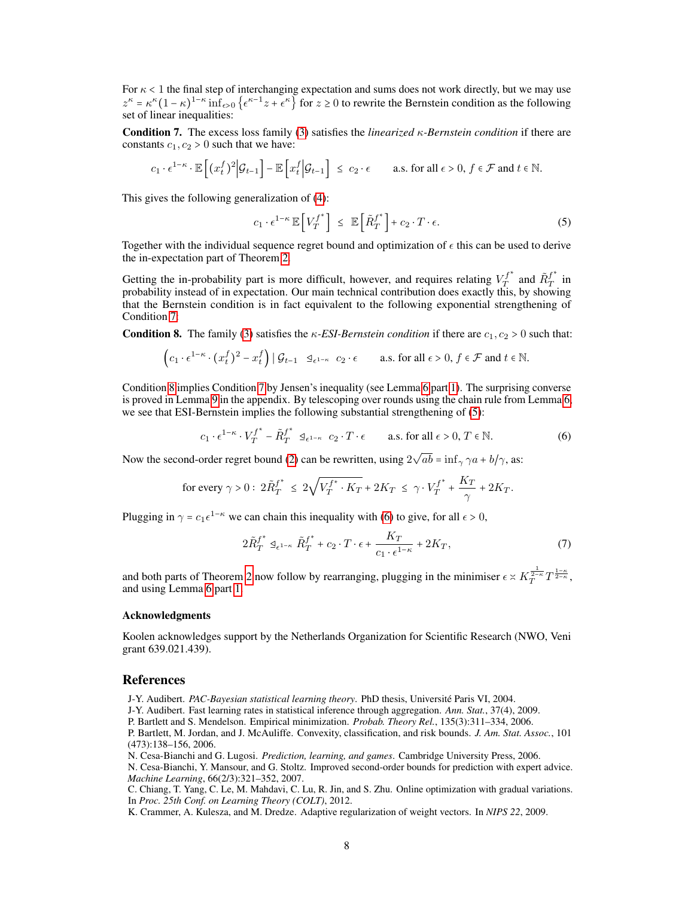For $\kappa < 1$ the final step of interchanging expectation and sums does not work directly, but we may use $z^\kappa = \kappa^\kappa (1-\kappa)^{1-\kappa} \inf_{\epsilon > 0} \left\{ \epsilon^{\kappa - 1} z + \epsilon^\kappa \right\}$ for $z \geq 0$ to rewrite the Bernstein condition as the following set of linear inequalities:

**Condition 7.** The excess loss family (3) satisfies the *linearized $\kappa$-Bernstein condition* if there are constants $c_1, c_2 > 0$ such that we have:

$$c_1 \cdot \epsilon^{1-\kappa} \cdot \mathbb{E}\left[ (x_t^f)^2 \middle| \mathcal{G}_{t-1} \right] - \mathbb{E}\left[ x_t^f \middle| \mathcal{G}_{t-1} \right] \;\leq\; c_2 \cdot \epsilon \qquad \text{a.s. for all } \epsilon > 0,\, f \in \mathcal{F} \text{ and } t \in \mathbb{N}.$$

This gives the following generalization of (4):

$$c_1 \cdot \epsilon^{1-\kappa}\, \mathbb{E}\left[ V_T^{f^*} \right] \;\leq\; \mathbb{E}\left[ \tilde{R}_T^{f^*} \right] + c_2 \cdot T \cdot \epsilon. \tag{5}$$

Together with the individual sequence regret bound and optimization of $\epsilon$ this can be used to derive the in-expectation part of Theorem 2.

Getting the in-probability part is more difficult, however, and requires relating $V_T^{f^*}$ and $\tilde{R}_T^{f^*}$ in probability instead of in expectation. Our main technical contribution does exactly this, by showing that the Bernstein condition is in fact equivalent to the following exponential strengthening of Condition 7:

**Condition 8.** The family (3) satisfies the *$\kappa$-ESI-Bernstein condition* if there are $c_1, c_2 > 0$ such that:

$$\left( c_1 \cdot \epsilon^{1-\kappa} \cdot (x_t^f)^2 - x_t^f \right) \mid \mathcal{G}_{t-1} \;\trianglelefteq_{\epsilon^{1-\kappa}}\; c_2 \cdot \epsilon \qquad \text{a.s. for all } \epsilon > 0,\, f \in \mathcal{F} \text{ and } t \in \mathbb{N}.$$

Condition 8 implies Condition 7 by Jensen's inequality (see Lemma 6 part 1). The surprising converse is proved in Lemma 9 in the appendix. By telescoping over rounds using the chain rule from Lemma 6, we see that ESI-Bernstein implies the following substantial strengthening of (5):

$$c_1 \cdot \epsilon^{1-\kappa} \cdot V_T^{f^*} - \tilde{R}_T^{f^*} \;\trianglelefteq_{\epsilon^{1-\kappa}}\; c_2 \cdot T \cdot \epsilon \qquad \text{a.s. for all } \epsilon > 0,\, T \in \mathbb{N}. \tag{6}$$

Now the second-order regret bound (2) can be rewritten, using $2\sqrt{ab} = \inf_\gamma \gamma a + b/\gamma$, as:

$$\text{for every } \gamma > 0: \; 2\tilde{R}_T^{f^*} \;\leq\; 2\sqrt{V_T^{f^*} \cdot K_T} + 2K_T \;\leq\; \gamma \cdot V_T^{f^*} + \frac{K_T}{\gamma} + 2K_T.$$

Plugging in $\gamma = c_1 \epsilon^{1-\kappa}$ we can chain this inequality with (6) to give, for all $\epsilon > 0$,

$$2\tilde{R}_T^{f^*} \trianglelefteq_{\epsilon^{1-\kappa}} \tilde{R}_T^{f^*} + c_2 \cdot T \cdot \epsilon + \frac{K_T}{c_1 \cdot \epsilon^{1-\kappa}} + 2K_T, \tag{7}$$

and both parts of Theorem 2 now follow by rearranging, plugging in the minimiser $\epsilon \asymp K_T^{\frac{1}{2-\kappa}} T^{\frac{1-\kappa}{2-\kappa}}$, and using Lemma 6 part 1.

### Acknowledgments

Koolen acknowledges support by the Netherlands Organization for Scientific Research (NWO, Veni grant 639.021.439).

## References

J-Y. Audibert. *PAC-Bayesian statistical learning theory*. PhD thesis, Université Paris VI, 2004.

J-Y. Audibert. Fast learning rates in statistical inference through aggregation. *Ann. Stat.*, 37(4), 2009.

P. Bartlett and S. Mendelson. Empirical minimization. *Probab. Theory Rel.*, 135(3):311–334, 2006.

P. Bartlett, M. Jordan, and J. McAuliffe. Convexity, classification, and risk bounds. *J. Am. Stat. Assoc.*, 101 (473):138–156, 2006.

N. Cesa-Bianchi and G. Lugosi. *Prediction, learning, and games*. Cambridge University Press, 2006.

N. Cesa-Bianchi, Y. Mansour, and G. Stoltz. Improved second-order bounds for prediction with expert advice. *Machine Learning*, 66(2/3):321–352, 2007.

C. Chiang, T. Yang, C. Le, M. Mahdavi, C. Lu, R. Jin, and S. Zhu. Online optimization with gradual variations. In *Proc. 25th Conf. on Learning Theory (COLT)*, 2012.

K. Crammer, A. Kulesza, and M. Dredze. Adaptive regularization of weight vectors. In *NIPS 22*, 2009.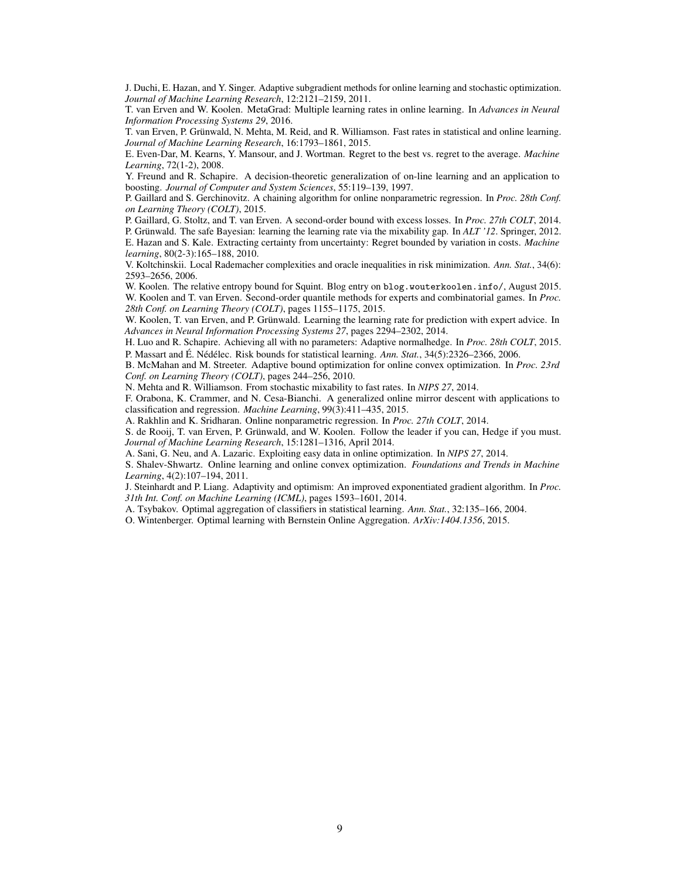J. Duchi, E. Hazan, and Y. Singer. Adaptive subgradient methods for online learning and stochastic optimization. *Journal of Machine Learning Research*, 12:2121–2159, 2011.

T. van Erven and W. Koolen. MetaGrad: Multiple learning rates in online learning. In *Advances in Neural Information Processing Systems 29*, 2016.

T. van Erven, P. Grünwald, N. Mehta, M. Reid, and R. Williamson. Fast rates in statistical and online learning. *Journal of Machine Learning Research*, 16:1793–1861, 2015.

E. Even-Dar, M. Kearns, Y. Mansour, and J. Wortman. Regret to the best vs. regret to the average. *Machine Learning*, 72(1-2), 2008.

Y. Freund and R. Schapire. A decision-theoretic generalization of on-line learning and an application to boosting. *Journal of Computer and System Sciences*, 55:119–139, 1997.

P. Gaillard and S. Gerchinovitz. A chaining algorithm for online nonparametric regression. In *Proc. 28th Conf. on Learning Theory (COLT)*, 2015.

P. Gaillard, G. Stoltz, and T. van Erven. A second-order bound with excess losses. In *Proc. 27th COLT*, 2014.

P. Grünwald. The safe Bayesian: learning the learning rate via the mixability gap. In *ALT '12*. Springer, 2012.

E. Hazan and S. Kale. Extracting certainty from uncertainty: Regret bounded by variation in costs. *Machine learning*, 80(2-3):165–188, 2010.

V. Koltchinskii. Local Rademacher complexities and oracle inequalities in risk minimization. *Ann. Stat.*, 34(6): 2593–2656, 2006.

W. Koolen. The relative entropy bound for Squint. Blog entry on `blog.wouterkoolen.info/`, August 2015.

W. Koolen and T. van Erven. Second-order quantile methods for experts and combinatorial games. In *Proc. 28th Conf. on Learning Theory (COLT)*, pages 1155–1175, 2015.

W. Koolen, T. van Erven, and P. Grünwald. Learning the learning rate for prediction with expert advice. In *Advances in Neural Information Processing Systems 27*, pages 2294–2302, 2014.

H. Luo and R. Schapire. Achieving all with no parameters: Adaptive normalhedge. In *Proc. 28th COLT*, 2015.

P. Massart and É. Nédélec. Risk bounds for statistical learning. *Ann. Stat.*, 34(5):2326–2366, 2006.

B. McMahan and M. Streeter. Adaptive bound optimization for online convex optimization. In *Proc. 23rd Conf. on Learning Theory (COLT)*, pages 244–256, 2010.

N. Mehta and R. Williamson. From stochastic mixability to fast rates. In *NIPS 27*, 2014.

F. Orabona, K. Crammer, and N. Cesa-Bianchi. A generalized online mirror descent with applications to classification and regression. *Machine Learning*, 99(3):411–435, 2015.

A. Rakhlin and K. Sridharan. Online nonparametric regression. In *Proc. 27th COLT*, 2014.

S. de Rooij, T. van Erven, P. Grünwald, and W. Koolen. Follow the leader if you can, Hedge if you must. *Journal of Machine Learning Research*, 15:1281–1316, April 2014.

A. Sani, G. Neu, and A. Lazaric. Exploiting easy data in online optimization. In *NIPS 27*, 2014.

S. Shalev-Shwartz. Online learning and online convex optimization. *Foundations and Trends in Machine Learning*, 4(2):107–194, 2011.

J. Steinhardt and P. Liang. Adaptivity and optimism: An improved exponentiated gradient algorithm. In *Proc. 31th Int. Conf. on Machine Learning (ICML)*, pages 1593–1601, 2014.

A. Tsybakov. Optimal aggregation of classifiers in statistical learning. *Ann. Stat.*, 32:135–166, 2004.

O. Wintenberger. Optimal learning with Bernstein Online Aggregation. *ArXiv:1404.1356*, 2015.